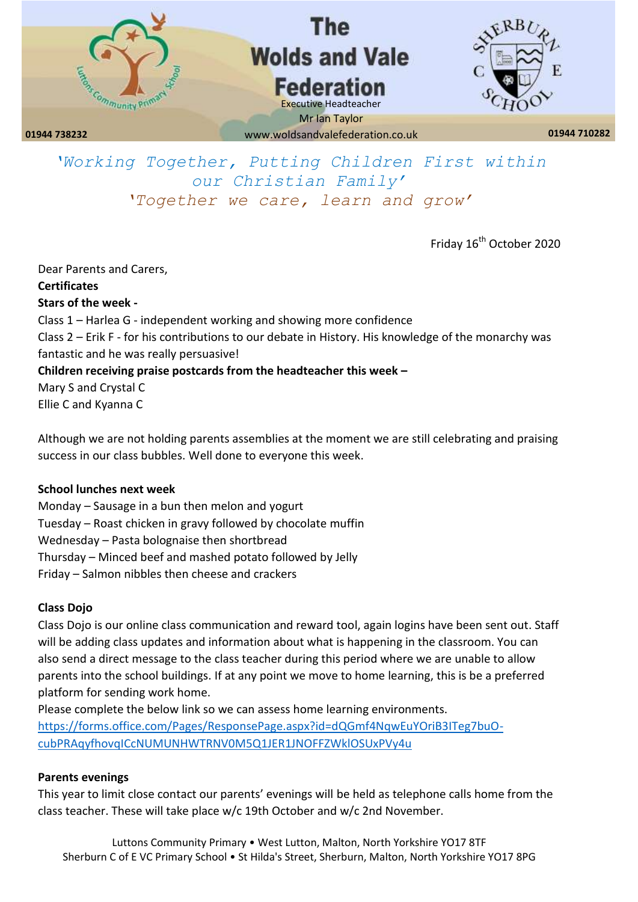# The Wolds and Vale Federation

Executive Headteacher
Mr Ian Taylor

01944 738232 www.woldsandvalefederation.co.uk 01944 710282

*'Working Together, Putting Children First within our Christian Family'*
*'Together we care, learn and grow'*

Friday 16th October 2020

Dear Parents and Carers,

**Certificates**

**Stars of the week -**

Class 1 – Harlea G - independent working and showing more confidence

Class 2 – Erik F - for his contributions to our debate in History. His knowledge of the monarchy was fantastic and he was really persuasive!

**Children receiving praise postcards from the headteacher this week –**

Mary S and Crystal C

Ellie C and Kyanna C

Although we are not holding parents assemblies at the moment we are still celebrating and praising success in our class bubbles. Well done to everyone this week.

**School lunches next week**

Monday – Sausage in a bun then melon and yogurt

Tuesday – Roast chicken in gravy followed by chocolate muffin

Wednesday – Pasta bolognaise then shortbread

Thursday – Minced beef and mashed potato followed by Jelly

Friday – Salmon nibbles then cheese and crackers

**Class Dojo**

Class Dojo is our online class communication and reward tool, again logins have been sent out. Staff will be adding class updates and information about what is happening in the classroom. You can also send a direct message to the class teacher during this period where we are unable to allow parents into the school buildings. If at any point we move to home learning, this is be a preferred platform for sending work home.

Please complete the below link so we can assess home learning environments.

https://forms.office.com/Pages/ResponsePage.aspx?id=dQGmf4NqwEuYOriB3ITeg7buO-cubPRAqyfhovqICcNUMUNHWTRNV0M5Q1JER1JNOFFZWklOSUxPVy4u

**Parents evenings**

This year to limit close contact our parents' evenings will be held as telephone calls home from the class teacher. These will take place w/c 19th October and w/c 2nd November.

Luttons Community Primary • West Lutton, Malton, North Yorkshire YO17 8TF
Sherburn C of E VC Primary School • St Hilda's Street, Sherburn, Malton, North Yorkshire YO17 8PG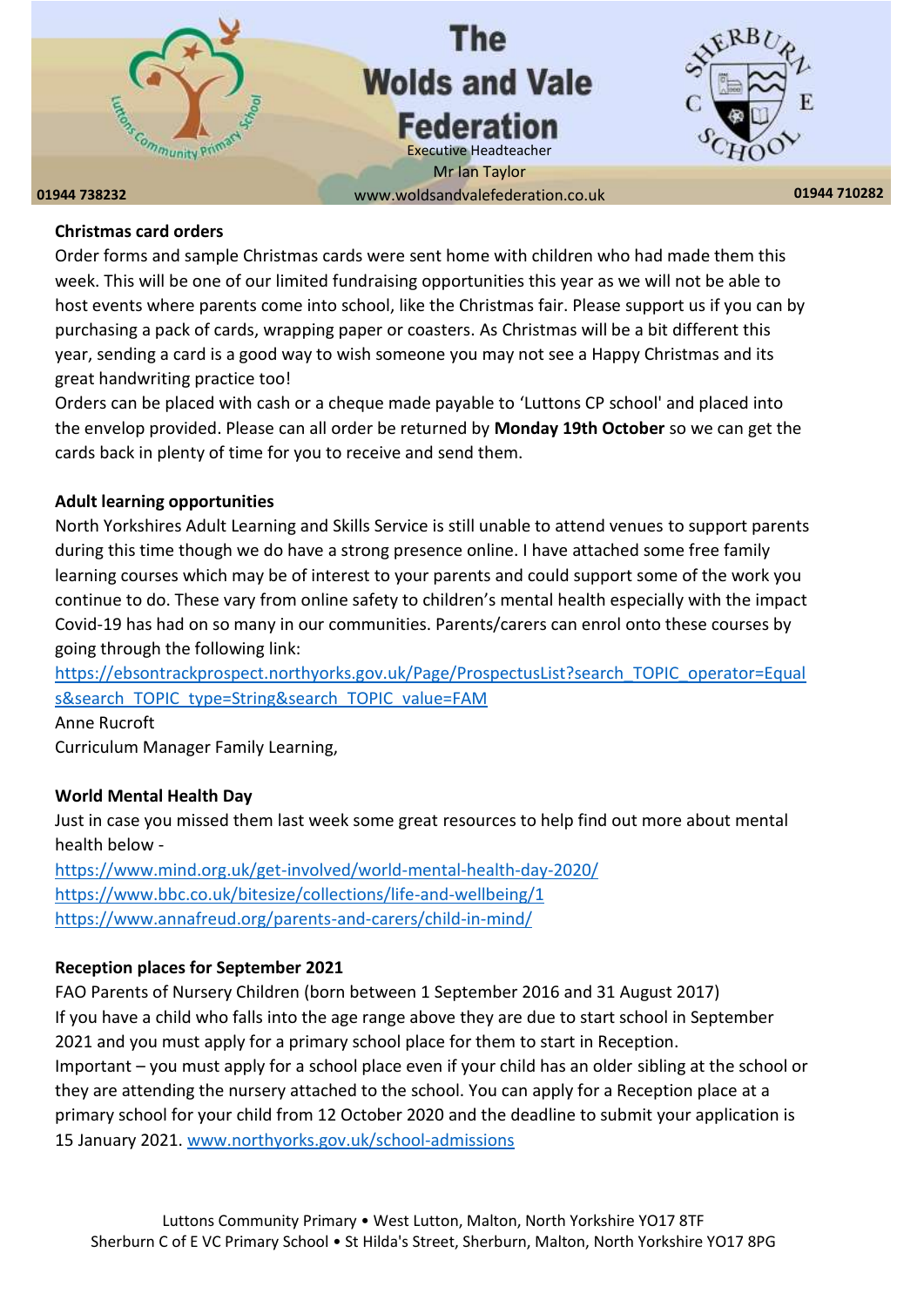## Christmas card orders

Order forms and sample Christmas cards were sent home with children who had made them this week. This will be one of our limited fundraising opportunities this year as we will not be able to host events where parents come into school, like the Christmas fair. Please support us if you can by purchasing a pack of cards, wrapping paper or coasters. As Christmas will be a bit different this year, sending a card is a good way to wish someone you may not see a Happy Christmas and its great handwriting practice too!

Orders can be placed with cash or a cheque made payable to 'Luttons CP school' and placed into the envelop provided. Please can all order be returned by **Monday 19th October** so we can get the cards back in plenty of time for you to receive and send them.

## Adult learning opportunities

North Yorkshires Adult Learning and Skills Service is still unable to attend venues to support parents during this time though we do have a strong presence online. I have attached some free family learning courses which may be of interest to your parents and could support some of the work you continue to do. These vary from online safety to children's mental health especially with the impact Covid-19 has had on so many in our communities. Parents/carers can enrol onto these courses by going through the following link:

https://ebsontrackprospect.northyorks.gov.uk/Page/ProspectusList?search_TOPIC_operator=Equals&search_TOPIC_type=String&search_TOPIC_value=FAM

Anne Rucroft

Curriculum Manager Family Learning,

## World Mental Health Day

Just in case you missed them last week some great resources to help find out more about mental health below -

https://www.mind.org.uk/get-involved/world-mental-health-day-2020/

https://www.bbc.co.uk/bitesize/collections/life-and-wellbeing/1

https://www.annafreud.org/parents-and-carers/child-in-mind/

## Reception places for September 2021

FAO Parents of Nursery Children (born between 1 September 2016 and 31 August 2017)

If you have a child who falls into the age range above they are due to start school in September 2021 and you must apply for a primary school place for them to start in Reception.

Important – you must apply for a school place even if your child has an older sibling at the school or they are attending the nursery attached to the school. You can apply for a Reception place at a primary school for your child from 12 October 2020 and the deadline to submit your application is 15 January 2021. www.northyorks.gov.uk/school-admissions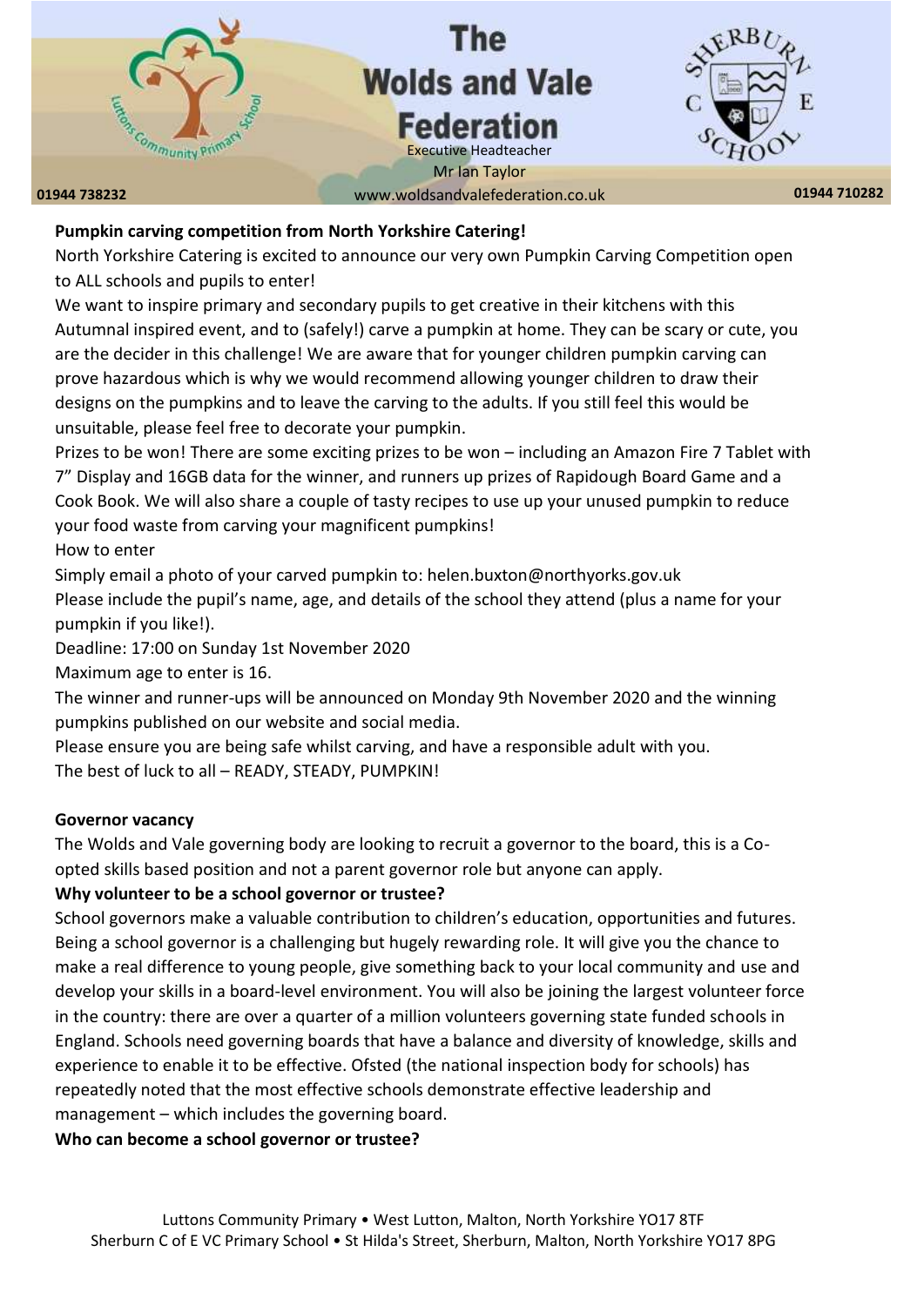**Pumpkin carving competition from North Yorkshire Catering!**

North Yorkshire Catering is excited to announce our very own Pumpkin Carving Competition open to ALL schools and pupils to enter!

We want to inspire primary and secondary pupils to get creative in their kitchens with this Autumnal inspired event, and to (safely!) carve a pumpkin at home. They can be scary or cute, you are the decider in this challenge! We are aware that for younger children pumpkin carving can prove hazardous which is why we would recommend allowing younger children to draw their designs on the pumpkins and to leave the carving to the adults. If you still feel this would be unsuitable, please feel free to decorate your pumpkin.

Prizes to be won! There are some exciting prizes to be won – including an Amazon Fire 7 Tablet with 7" Display and 16GB data for the winner, and runners up prizes of Rapidough Board Game and a Cook Book. We will also share a couple of tasty recipes to use up your unused pumpkin to reduce your food waste from carving your magnificent pumpkins!

How to enter

Simply email a photo of your carved pumpkin to: helen.buxton@northyorks.gov.uk

Please include the pupil's name, age, and details of the school they attend (plus a name for your pumpkin if you like!).

Deadline: 17:00 on Sunday 1st November 2020

Maximum age to enter is 16.

The winner and runner-ups will be announced on Monday 9th November 2020 and the winning pumpkins published on our website and social media.

Please ensure you are being safe whilst carving, and have a responsible adult with you.

The best of luck to all – READY, STEADY, PUMPKIN!

**Governor vacancy**

The Wolds and Vale governing body are looking to recruit a governor to the board, this is a Co-opted skills based position and not a parent governor role but anyone can apply.

**Why volunteer to be a school governor or trustee?**

School governors make a valuable contribution to children's education, opportunities and futures. Being a school governor is a challenging but hugely rewarding role. It will give you the chance to make a real difference to young people, give something back to your local community and use and develop your skills in a board-level environment. You will also be joining the largest volunteer force in the country: there are over a quarter of a million volunteers governing state funded schools in England. Schools need governing boards that have a balance and diversity of knowledge, skills and experience to enable it to be effective. Ofsted (the national inspection body for schools) has repeatedly noted that the most effective schools demonstrate effective leadership and management – which includes the governing board.

**Who can become a school governor or trustee?**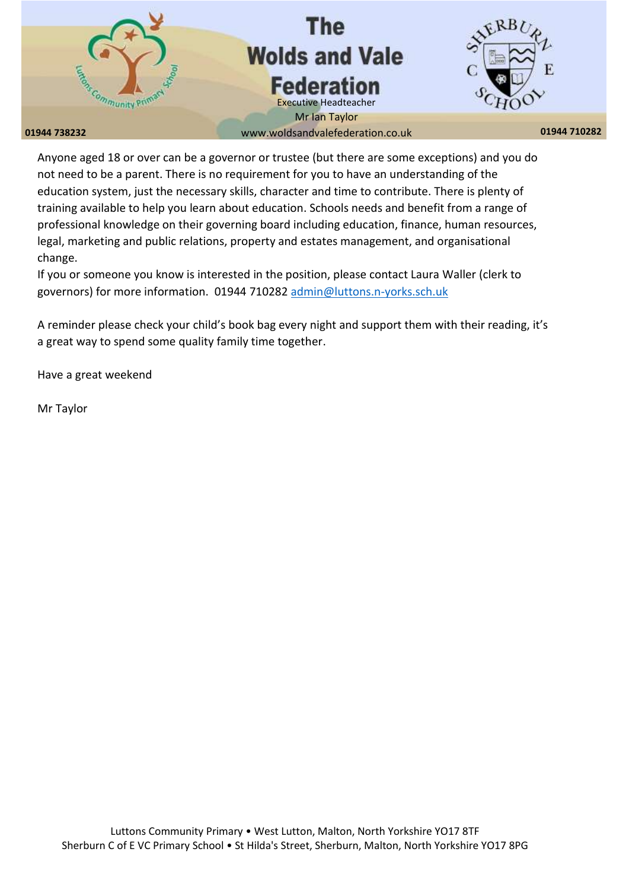Anyone aged 18 or over can be a governor or trustee (but there are some exceptions) and you do not need to be a parent. There is no requirement for you to have an understanding of the education system, just the necessary skills, character and time to contribute. There is plenty of training available to help you learn about education. Schools needs and benefit from a range of professional knowledge on their governing board including education, finance, human resources, legal, marketing and public relations, property and estates management, and organisational change.

If you or someone you know is interested in the position, please contact Laura Waller (clerk to governors) for more information. 01944 710282 admin@luttons.n-yorks.sch.uk

A reminder please check your child's book bag every night and support them with their reading, it's a great way to spend some quality family time together.

Have a great weekend

Mr Taylor